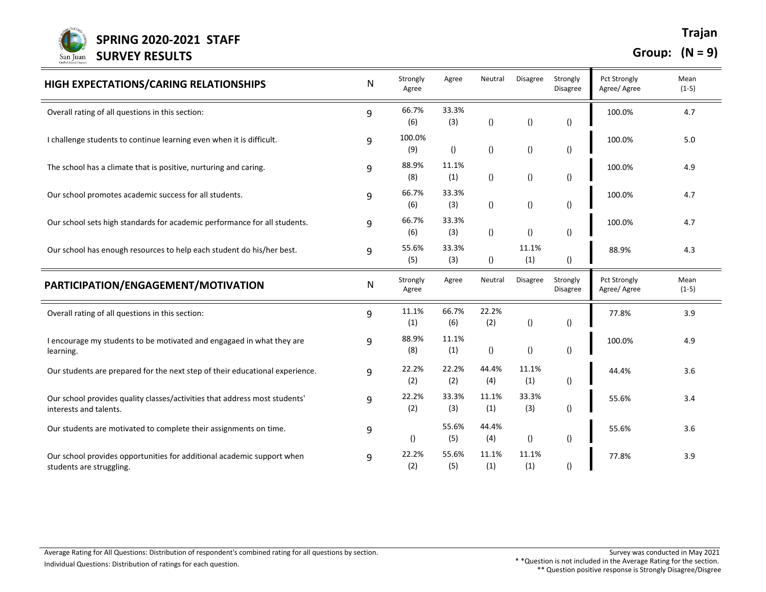# SPRING 2020-2021 STAFF SURVEY RESULTS

**Trajan**

**Group: (N = 9)**

| HIGH EXPECTATIONS/CARING RELATIONSHIPS | N | Strongly Agree | Agree | Neutral | Disagree | Strongly Disagree | Pct Strongly Agree/ Agree | Mean (1-5) |
|---|---|---|---|---|---|---|---|---|
| Overall rating of all questions in this section: | 9 | 66.7% (6) | 33.3% (3) | () | () | () | 100.0% | 4.7 |
| I challenge students to continue learning even when it is difficult. | 9 | 100.0% (9) | () | () | () | () | 100.0% | 5.0 |
| The school has a climate that is positive, nurturing and caring. | 9 | 88.9% (8) | 11.1% (1) | () | () | () | 100.0% | 4.9 |
| Our school promotes academic success for all students. | 9 | 66.7% (6) | 33.3% (3) | () | () | () | 100.0% | 4.7 |
| Our school sets high standards for academic performance for all students. | 9 | 66.7% (6) | 33.3% (3) | () | () | () | 100.0% | 4.7 |
| Our school has enough resources to help each student do his/her best. | 9 | 55.6% (5) | 33.3% (3) | () | 11.1% (1) | () | 88.9% | 4.3 |

| PARTICIPATION/ENGAGEMENT/MOTIVATION | N | Strongly Agree | Agree | Neutral | Disagree | Strongly Disagree | Pct Strongly Agree/ Agree | Mean (1-5) |
|---|---|---|---|---|---|---|---|---|
| Overall rating of all questions in this section: | 9 | 11.1% (1) | 66.7% (6) | 22.2% (2) | () | () | 77.8% | 3.9 |
| I encourage my students to be motivated and engagaed in what they are learning. | 9 | 88.9% (8) | 11.1% (1) | () | () | () | 100.0% | 4.9 |
| Our students are prepared for the next step of their educational experience. | 9 | 22.2% (2) | 22.2% (2) | 44.4% (4) | 11.1% (1) | () | 44.4% | 3.6 |
| Our school provides quality classes/activities that address most students' interests and talents. | 9 | 22.2% (2) | 33.3% (3) | 11.1% (1) | 33.3% (3) | () | 55.6% | 3.4 |
| Our students are motivated to complete their assignments on time. | 9 | () | 55.6% (5) | 44.4% (4) | () | () | 55.6% | 3.6 |
| Our school provides opportunities for additional academic support when students are struggling. | 9 | 22.2% (2) | 55.6% (5) | 11.1% (1) | 11.1% (1) | () | 77.8% | 3.9 |

Average Rating for All Questions: Distribution of respondent's combined rating for all questions by section.

Individual Questions: Distribution of ratings for each question.

Survey was conducted in May 2021

* *Question is not included in the Average Rating for the section.

** Question positive response is Strongly Disagree/Disgree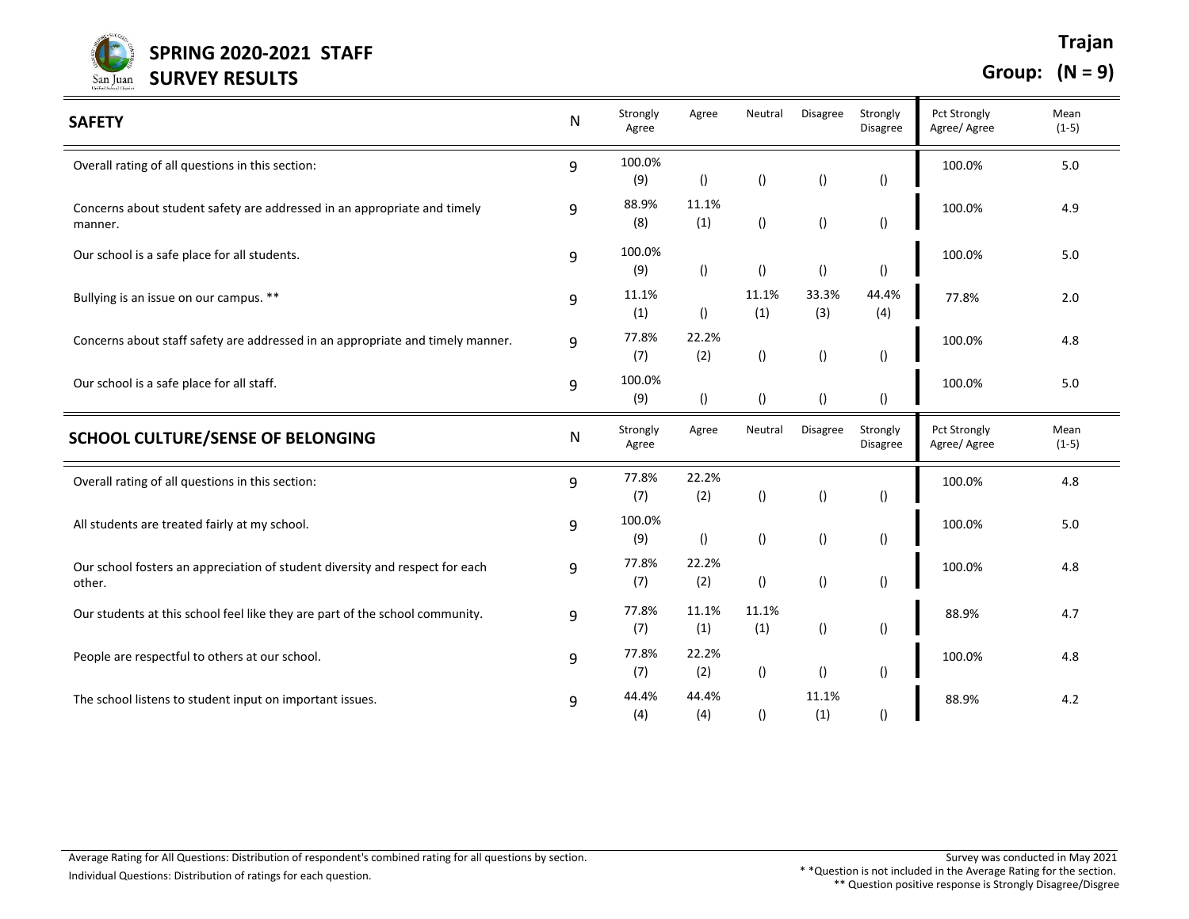# SPRING 2020-2021 STAFF SURVEY RESULTS

**Trajan**

**Group: (N = 9)**

| SAFETY | N | Strongly Agree | Agree | Neutral | Disagree | Strongly Disagree | Pct Strongly Agree/ Agree | Mean (1-5) |
|---|---|---|---|---|---|---|---|---|
| Overall rating of all questions in this section: | 9 | 100.0% (9) | () | () | () | () | 100.0% | 5.0 |
| Concerns about student safety are addressed in an appropriate and timely manner. | 9 | 88.9% (8) | 11.1% (1) | () | () | () | 100.0% | 4.9 |
| Our school is a safe place for all students. | 9 | 100.0% (9) | () | () | () | () | 100.0% | 5.0 |
| Bullying is an issue on our campus. ** | 9 | 11.1% (1) | () | 11.1% (1) | 33.3% (3) | 44.4% (4) | 77.8% | 2.0 |
| Concerns about staff safety are addressed in an appropriate and timely manner. | 9 | 77.8% (7) | 22.2% (2) | () | () | () | 100.0% | 4.8 |
| Our school is a safe place for all staff. | 9 | 100.0% (9) | () | () | () | () | 100.0% | 5.0 |

| SCHOOL CULTURE/SENSE OF BELONGING | N | Strongly Agree | Agree | Neutral | Disagree | Strongly Disagree | Pct Strongly Agree/ Agree | Mean (1-5) |
|---|---|---|---|---|---|---|---|---|
| Overall rating of all questions in this section: | 9 | 77.8% (7) | 22.2% (2) | () | () | () | 100.0% | 4.8 |
| All students are treated fairly at my school. | 9 | 100.0% (9) | () | () | () | () | 100.0% | 5.0 |
| Our school fosters an appreciation of student diversity and respect for each other. | 9 | 77.8% (7) | 22.2% (2) | () | () | () | 100.0% | 4.8 |
| Our students at this school feel like they are part of the school community. | 9 | 77.8% (7) | 11.1% (1) | 11.1% (1) | () | () | 88.9% | 4.7 |
| People are respectful to others at our school. | 9 | 77.8% (7) | 22.2% (2) | () | () | () | 100.0% | 4.8 |
| The school listens to student input on important issues. | 9 | 44.4% (4) | 44.4% (4) | () | 11.1% (1) | () | 88.9% | 4.2 |

Average Rating for All Questions: Distribution of respondent's combined rating for all questions by section.

Individual Questions: Distribution of ratings for each question.

Survey was conducted in May 2021

* *Question is not included in the Average Rating for the section.

** Question positive response is Strongly Disagree/Disgree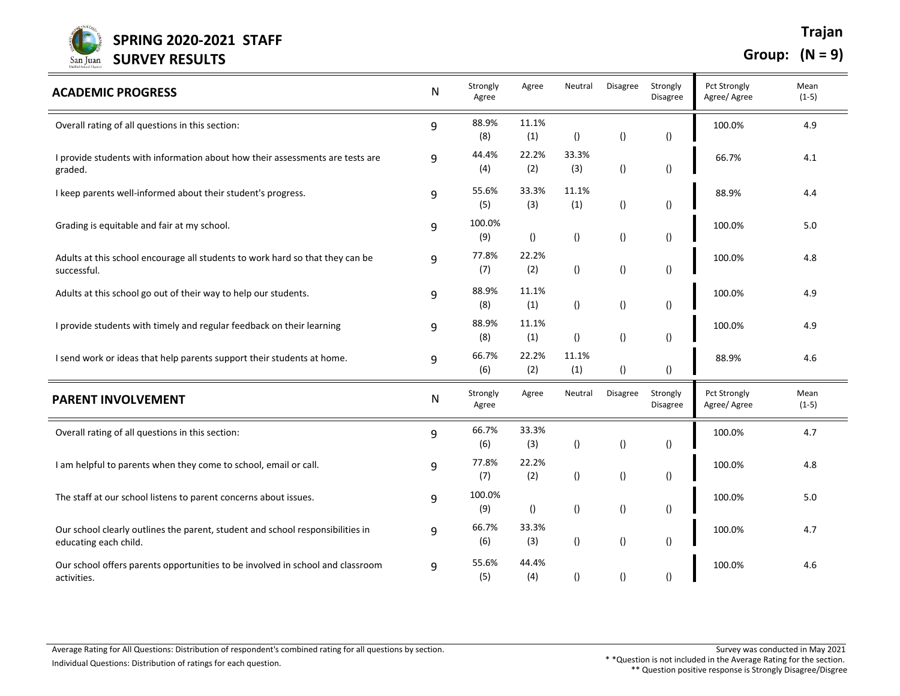# SPRING 2020-2021 STAFF SURVEY RESULTS

**Trajan**

**Group: (N = 9)**

| ACADEMIC PROGRESS | N | Strongly Agree | Agree | Neutral | Disagree | Strongly Disagree | Pct Strongly Agree/ Agree | Mean (1-5) |
|---|---|---|---|---|---|---|---|---|
| Overall rating of all questions in this section: | 9 | 88.9% (8) | 11.1% (1) | () | () | () | 100.0% | 4.9 |
| I provide students with information about how their assessments are tests are graded. | 9 | 44.4% (4) | 22.2% (2) | 33.3% (3) | () | () | 66.7% | 4.1 |
| I keep parents well-informed about their student's progress. | 9 | 55.6% (5) | 33.3% (3) | 11.1% (1) | () | () | 88.9% | 4.4 |
| Grading is equitable and fair at my school. | 9 | 100.0% (9) | () | () | () | () | 100.0% | 5.0 |
| Adults at this school encourage all students to work hard so that they can be successful. | 9 | 77.8% (7) | 22.2% (2) | () | () | () | 100.0% | 4.8 |
| Adults at this school go out of their way to help our students. | 9 | 88.9% (8) | 11.1% (1) | () | () | () | 100.0% | 4.9 |
| I provide students with timely and regular feedback on their learning | 9 | 88.9% (8) | 11.1% (1) | () | () | () | 100.0% | 4.9 |
| I send work or ideas that help parents support their students at home. | 9 | 66.7% (6) | 22.2% (2) | 11.1% (1) | () | () | 88.9% | 4.6 |

| PARENT INVOLVEMENT | N | Strongly Agree | Agree | Neutral | Disagree | Strongly Disagree | Pct Strongly Agree/ Agree | Mean (1-5) |
|---|---|---|---|---|---|---|---|---|
| Overall rating of all questions in this section: | 9 | 66.7% (6) | 33.3% (3) | () | () | () | 100.0% | 4.7 |
| I am helpful to parents when they come to school, email or call. | 9 | 77.8% (7) | 22.2% (2) | () | () | () | 100.0% | 4.8 |
| The staff at our school listens to parent concerns about issues. | 9 | 100.0% (9) | () | () | () | () | 100.0% | 5.0 |
| Our school clearly outlines the parent, student and school responsibilities in educating each child. | 9 | 66.7% (6) | 33.3% (3) | () | () | () | 100.0% | 4.7 |
| Our school offers parents opportunities to be involved in school and classroom activities. | 9 | 55.6% (5) | 44.4% (4) | () | () | () | 100.0% | 4.6 |

Average Rating for All Questions: Distribution of respondent's combined rating for all questions by section.

Individual Questions: Distribution of ratings for each question.

Survey was conducted in May 2021

* *Question is not included in the Average Rating for the section.

** Question positive response is Strongly Disagree/Disgree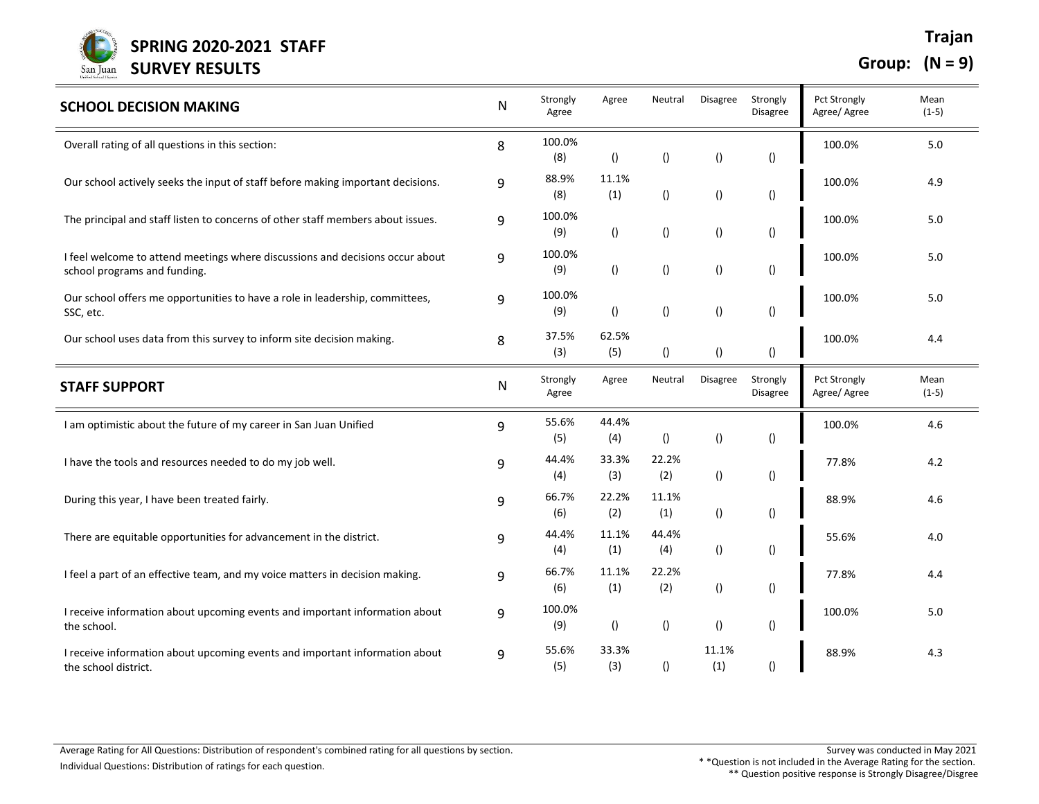# SPRING 2020-2021 STAFF SURVEY RESULTS

**Trajan**

**Group: (N = 9)**

| SCHOOL DECISION MAKING | N | Strongly Agree | Agree | Neutral | Disagree | Strongly Disagree | Pct Strongly Agree/ Agree | Mean (1-5) |
|---|---|---|---|---|---|---|---|---|
| Overall rating of all questions in this section: | 8 | 100.0% (8) | () | () | () | () | 100.0% | 5.0 |
| Our school actively seeks the input of staff before making important decisions. | 9 | 88.9% (8) | 11.1% (1) | () | () | () | 100.0% | 4.9 |
| The principal and staff listen to concerns of other staff members about issues. | 9 | 100.0% (9) | () | () | () | () | 100.0% | 5.0 |
| I feel welcome to attend meetings where discussions and decisions occur about school programs and funding. | 9 | 100.0% (9) | () | () | () | () | 100.0% | 5.0 |
| Our school offers me opportunities to have a role in leadership, committees, SSC, etc. | 9 | 100.0% (9) | () | () | () | () | 100.0% | 5.0 |
| Our school uses data from this survey to inform site decision making. | 8 | 37.5% (3) | 62.5% (5) | () | () | () | 100.0% | 4.4 |

| STAFF SUPPORT | N | Strongly Agree | Agree | Neutral | Disagree | Strongly Disagree | Pct Strongly Agree/ Agree | Mean (1-5) |
|---|---|---|---|---|---|---|---|---|
| I am optimistic about the future of my career in San Juan Unified | 9 | 55.6% (5) | 44.4% (4) | () | () | () | 100.0% | 4.6 |
| I have the tools and resources needed to do my job well. | 9 | 44.4% (4) | 33.3% (3) | 22.2% (2) | () | () | 77.8% | 4.2 |
| During this year, I have been treated fairly. | 9 | 66.7% (6) | 22.2% (2) | 11.1% (1) | () | () | 88.9% | 4.6 |
| There are equitable opportunities for advancement in the district. | 9 | 44.4% (4) | 11.1% (1) | 44.4% (4) | () | () | 55.6% | 4.0 |
| I feel a part of an effective team, and my voice matters in decision making. | 9 | 66.7% (6) | 11.1% (1) | 22.2% (2) | () | () | 77.8% | 4.4 |
| I receive information about upcoming events and important information about the school. | 9 | 100.0% (9) | () | () | () | () | 100.0% | 5.0 |
| I receive information about upcoming events and important information about the school district. | 9 | 55.6% (5) | 33.3% (3) | () | 11.1% (1) | () | 88.9% | 4.3 |

Average Rating for All Questions: Distribution of respondent's combined rating for all questions by section.

Individual Questions: Distribution of ratings for each question.

Survey was conducted in May 2021

* *Question is not included in the Average Rating for the section.

** Question positive response is Strongly Disagree/Disgree